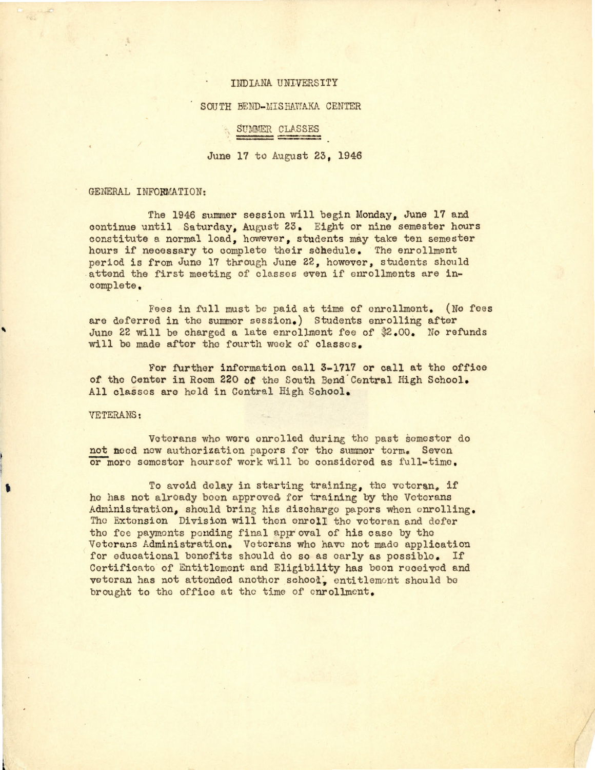# INDIANA UNIVERSITY

## SOUTH BEND-MISHAWAKA CENTER

## SUMMER CLASSES

June 17 to August 23, 1946

GENERAL INFORMATION:

The 1946 summer session will begin Monday, June 17 and continue until Saturday, August 23. Eight or nine semester hours constitute a normal load, however, students may take ten semester hours if necessary to complete their schedule. The enrollment period is from June 17 through June 22, however, students should attend the first meeting of classes even if enrollments are incomplete.

Fees in full must be paid at time of enrollment. (No fees are deferred in the summer session.) Students enrolling after June 22 will be charged a late enrollment fee of $2.00. No refunds will be made after the fourth week of classes.

For further information call 3-1717 or call at the office of the Center in Room 220 of the South Bend Central High School. All classes are held in Central High School.

VETERANS:

Veterans who were enrolled during the past semester do <u>not</u> need new authorization papers for the summer term. Seven or more semester hoursof work will be considered as full-time.

To avoid delay in starting training, the veteran, if he has not already been approved for training by the Veterans Administration, should bring his discharge papers when enrolling. The Extension Division will then enroll the veteran and defer the fee payments pending final approval of his case by the Veterans Administration. Veterans who have not made application for educational benefits should do so as early as possible. If Certificate of Entitlement and Eligibility has been received and veteran has not attended another school, entitlement should be brought to the office at the time of enrollment.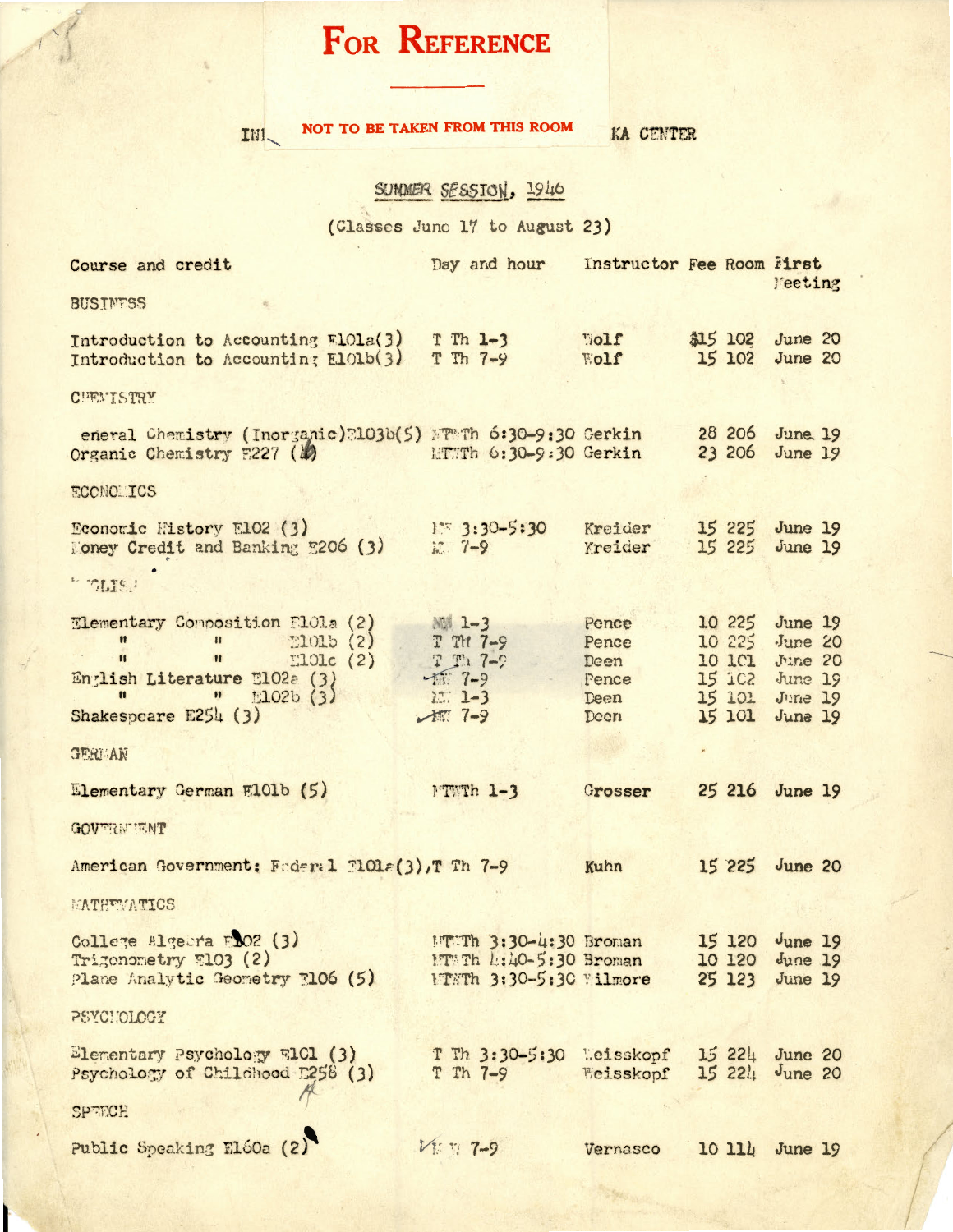# For Reference

NOT TO BE TAKEN FROM THIS ROOM

IN[...] KA CENTER

## SUMMER SESSION, 1946

(Classes June 17 to August 23)

| Course and credit | Day and hour | Instructor | Fee | Room | First Meeting |
|---|---|---|---|---|---|
| **BUSINESS** | | | | | |
| Introduction to Accounting E101a(3) | T Th 1-3 | Wolf | $15 | 102 | June 20 |
| Introduction to Accounting E101b(3) | T Th 7-9 | Wolf | 15 | 102 | June 20 |
| **CHEMISTRY** | | | | | |
| General Chemistry (Inorganic)E103b(5) | MTWTh 6:30-9:30 | Gerkin | 28 | 206 | June 19 |
| Organic Chemistry E227 (4) | MTWTh 6:30-9:30 | Gerkin | 23 | 206 | June 19 |
| **ECONOMICS** | | | | | |
| Economic History E102 (3) | MW 3:30-5:30 | Kreider | 15 | 225 | June 19 |
| Money Credit and Banking E206 (3) | MW 7-9 | Kreider | 15 | 225 | June 19 |
| **ENGLISH** | | | | | |
| Elementary Composition E101a (2) | MW 1-3 | Pence | 10 | 225 | June 19 |
| " " E101b (2) | T Th 7-9 | Pence | 10 | 225 | June 20 |
| " " E101c (2) | T Th 7-9 | Deen | 10 | 101 | June 20 |
| English Literature E102a (3) | MW 7-9 | Pence | 15 | 102 | June 19 |
| " " E102b (3) | MW 1-3 | Deen | 15 | 101 | June 19 |
| Shakespeare E254 (3) | MW 7-9 | Deen | 15 | 101 | June 19 |
| **GERMAN** | | | | | |
| Elementary German E101b (5) | MTWTh 1-3 | Grosser | 25 | 216 | June 19 |
| **GOVERNMENT** | | | | | |
| American Government; Federal E101a(3) | T Th 7-9 | Kuhn | 15 | 225 | June 20 |
| **MATHEMATICS** | | | | | |
| College Algebra E102 (3) | MTWTh 3:30-4:30 | Broman | 15 | 120 | June 19 |
| Trigonometry E103 (2) | MTWTh 4:40-5:30 | Broman | 10 | 120 | June 19 |
| Plane Analytic Geometry E106 (5) | MTWTh 3:30-5:30 | Wilmore | 25 | 123 | June 19 |
| **PSYCHOLOGY** | | | | | |
| Elementary Psychology E101 (3) | T Th 3:30-5:30 | Weisskopf | 15 | 224 | June 20 |
| Psychology of Childhood E258 (3) | T Th 7-9 | Weisskopf | 15 | 224 | June 20 |
| **SPEECH** | | | | | |
| Public Speaking E160a (2) | MW 7-9 | Vernasco | 10 | 114 | June 19 |